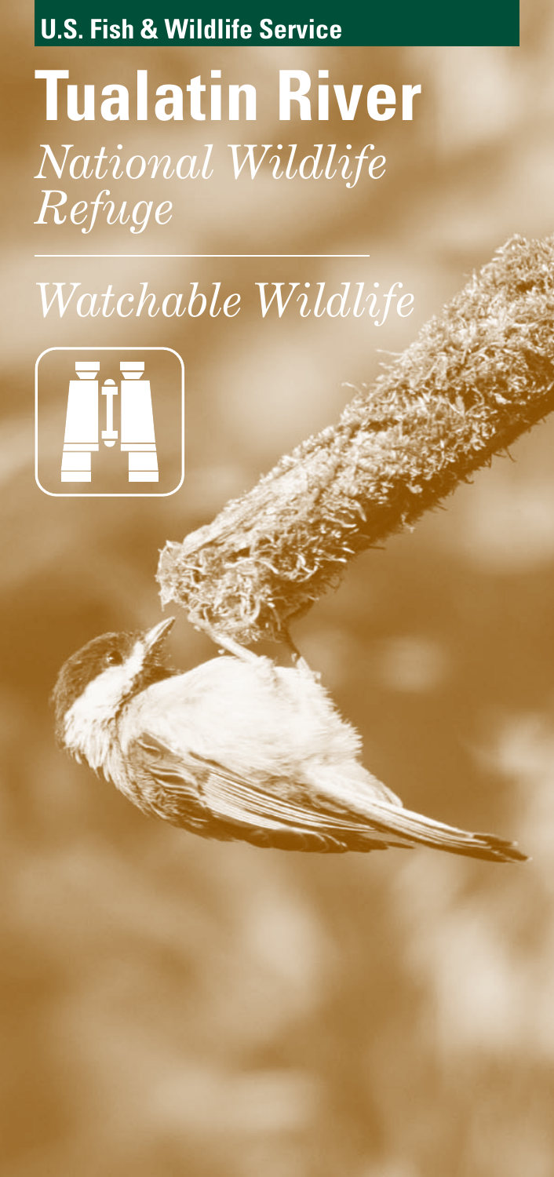**U.S. Fish & Wildlife Service**

# Tualatin River

*National Wildlife Refuge*

## *Watchable Wildlife*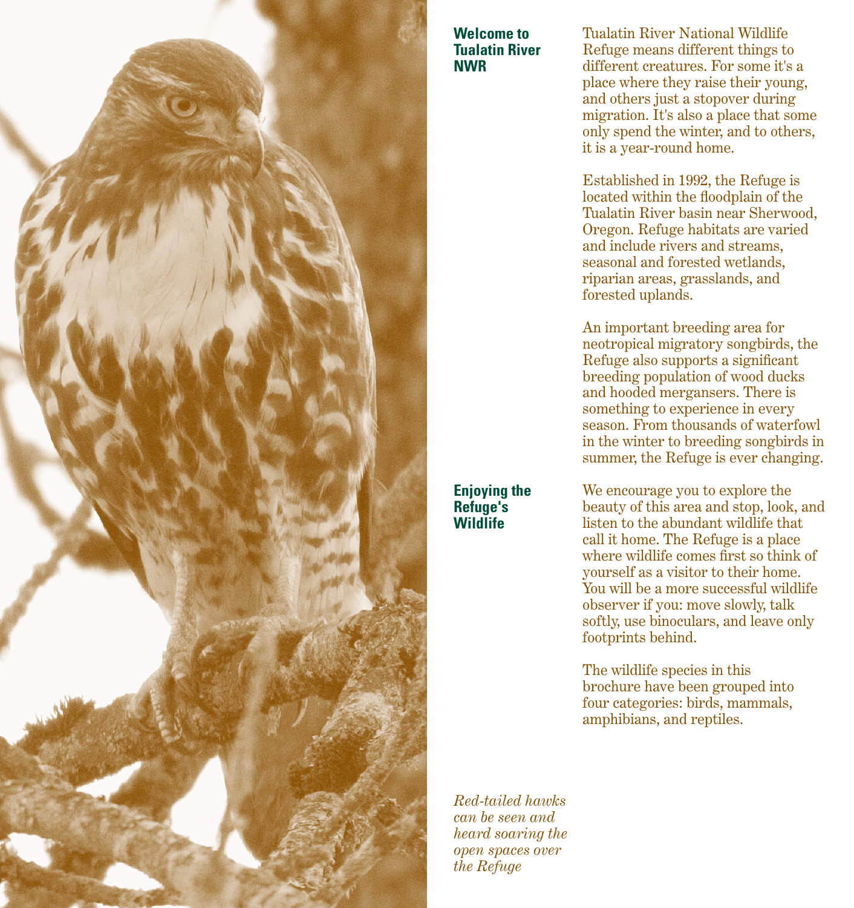## Welcome to Tualatin River NWR

Tualatin River National Wildlife Refuge means different things to different creatures. For some it's a place where they raise their young, and others just a stopover during migration. It's also a place that some only spend the winter, and to others, it is a year-round home.

Established in 1992, the Refuge is located within the floodplain of the Tualatin River basin near Sherwood, Oregon. Refuge habitats are varied and include rivers and streams, seasonal and forested wetlands, riparian areas, grasslands, and forested uplands.

An important breeding area for neotropical migratory songbirds, the Refuge also supports a significant breeding population of wood ducks and hooded mergansers. There is something to experience in every season. From thousands of waterfowl in the winter to breeding songbirds in summer, the Refuge is ever changing.

## Enjoying the Refuge's Wildlife

We encourage you to explore the beauty of this area and stop, look, and listen to the abundant wildlife that call it home. The Refuge is a place where wildlife comes first so think of yourself as a visitor to their home. You will be a more successful wildlife observer if you: move slowly, talk softly, use binoculars, and leave only footprints behind.

The wildlife species in this brochure have been grouped into four categories: birds, mammals, amphibians, and reptiles.

*Red-tailed hawks can be seen and heard soaring the open spaces over the Refuge*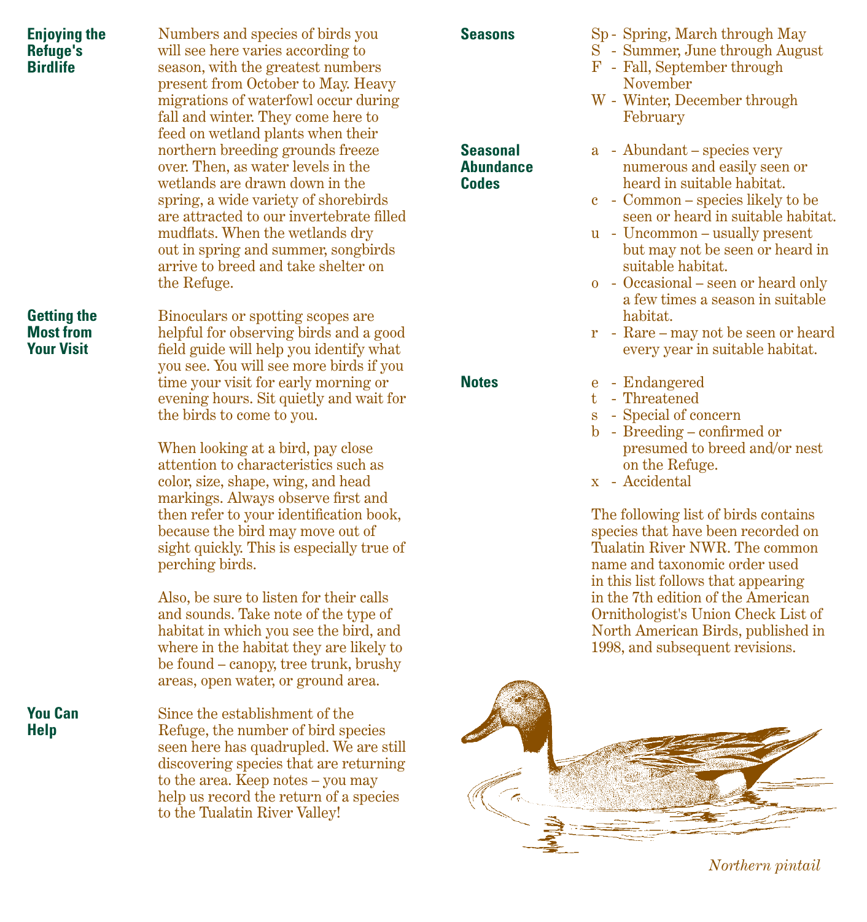## Enjoying the Refuge's Birdlife

Numbers and species of birds you will see here varies according to season, with the greatest numbers present from October to May. Heavy migrations of waterfowl occur during fall and winter. They come here to feed on wetland plants when their northern breeding grounds freeze over. Then, as water levels in the wetlands are drawn down in the spring, a wide variety of shorebirds are attracted to our invertebrate filled mudflats. When the wetlands dry out in spring and summer, songbirds arrive to breed and take shelter on the Refuge.

## Getting the Most from Your Visit

Binoculars or spotting scopes are helpful for observing birds and a good field guide will help you identify what you see. You will see more birds if you time your visit for early morning or evening hours. Sit quietly and wait for the birds to come to you.

When looking at a bird, pay close attention to characteristics such as color, size, shape, wing, and head markings. Always observe first and then refer to your identification book, because the bird may move out of sight quickly. This is especially true of perching birds.

Also, be sure to listen for their calls and sounds. Take note of the type of habitat in which you see the bird, and where in the habitat they are likely to be found – canopy, tree trunk, brushy areas, open water, or ground area.

## You Can Help

Since the establishment of the Refuge, the number of bird species seen here has quadrupled. We are still discovering species that are returning to the area. Keep notes – you may help us record the return of a species to the Tualatin River Valley!

## Seasons

- Sp - Spring, March through May
- S - Summer, June through August
- F - Fall, September through November
- W - Winter, December through February

## Seasonal Abundance Codes

- a - Abundant – species very numerous and easily seen or heard in suitable habitat.
- c - Common – species likely to be seen or heard in suitable habitat.
- u - Uncommon – usually present but may not be seen or heard in suitable habitat.
- o - Occasional – seen or heard only a few times a season in suitable habitat.
- r - Rare – may not be seen or heard every year in suitable habitat.

## Notes

- e - Endangered
- t - Threatened
- s - Special of concern
- b - Breeding – confirmed or presumed to breed and/or nest on the Refuge.
- x - Accidental

The following list of birds contains species that have been recorded on Tualatin River NWR. The common name and taxonomic order used in this list follows that appearing in the 7th edition of the American Ornithologist's Union Check List of North American Birds, published in 1998, and subsequent revisions.

*Northern pintail*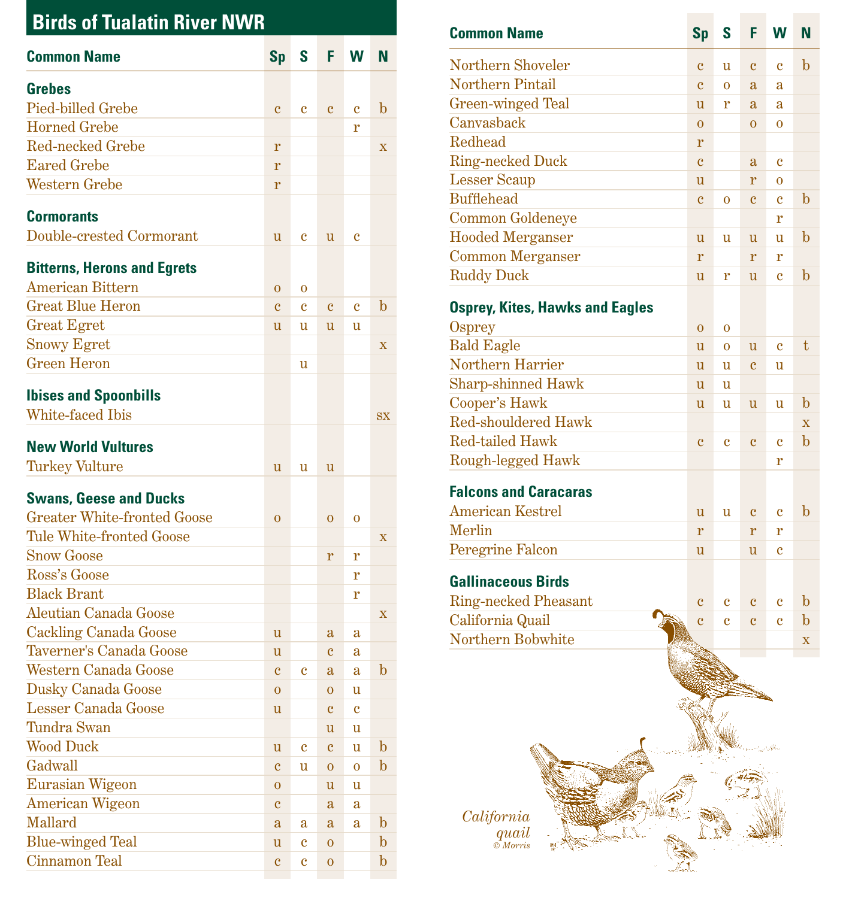# Birds of Tualatin River NWR

| Common Name | Sp | S | F | W | N |
|---|---|---|---|---|---|
| **Grebes** | | | | | |
| Pied-billed Grebe | c | c | c | c | b |
| Horned Grebe | | | | r | |
| Red-necked Grebe | r | | | | x |
| Eared Grebe | r | | | | |
| Western Grebe | r | | | | |
| **Cormorants** | | | | | |
| Double-crested Cormorant | u | c | u | c | |
| **Bitterns, Herons and Egrets** | | | | | |
| American Bittern | o | o | | | |
| Great Blue Heron | c | c | c | c | b |
| Great Egret | u | u | u | u | |
| Snowy Egret | | | | | x |
| Green Heron | | u | | | |
| **Ibises and Spoonbills** | | | | | |
| White-faced Ibis | | | | | sx |
| **New World Vultures** | | | | | |
| Turkey Vulture | u | u | u | | |
| **Swans, Geese and Ducks** | | | | | |
| Greater White-fronted Goose | o | | o | o | |
| Tule White-fronted Goose | | | | | x |
| Snow Goose | | | r | r | |
| Ross's Goose | | | | r | |
| Black Brant | | | | r | |
| Aleutian Canada Goose | | | | | x |
| Cackling Canada Goose | u | | a | a | |
| Taverner's Canada Goose | u | | c | a | |
| Western Canada Goose | c | c | a | a | b |
| Dusky Canada Goose | o | | o | u | |
| Lesser Canada Goose | u | | c | c | |
| Tundra Swan | | | u | u | |
| Wood Duck | u | c | c | u | b |
| Gadwall | c | u | o | o | b |
| Eurasian Wigeon | o | | u | u | |
| American Wigeon | c | | a | a | |
| Mallard | a | a | a | a | b |
| Blue-winged Teal | u | c | o | | b |
| Cinnamon Teal | c | c | o | | b |
| Northern Shoveler | c | u | c | c | b |
| Northern Pintail | c | o | a | a | |
| Green-winged Teal | u | r | a | a | |
| Canvasback | o | | o | o | |
| Redhead | r | | | | |
| Ring-necked Duck | c | | a | c | |
| Lesser Scaup | u | | r | o | |
| Bufflehead | c | o | c | c | b |
| Common Goldeneye | | | | r | |
| Hooded Merganser | u | u | u | u | b |
| Common Merganser | r | | r | r | |
| Ruddy Duck | u | r | u | c | b |
| **Osprey, Kites, Hawks and Eagles** | | | | | |
| Osprey | o | o | | | |
| Bald Eagle | u | o | u | c | t |
| Northern Harrier | u | u | c | u | |
| Sharp-shinned Hawk | u | u | | | |
| Cooper's Hawk | u | u | u | u | b |
| Red-shouldered Hawk | | | | | x |
| Red-tailed Hawk | c | c | c | c | b |
| Rough-legged Hawk | | | | r | |
| **Falcons and Caracaras** | | | | | |
| American Kestrel | u | u | c | c | b |
| Merlin | r | | r | r | |
| Peregrine Falcon | u | | u | c | |
| **Gallinaceous Birds** | | | | | |
| Ring-necked Pheasant | c | c | c | c | b |
| California Quail | c | c | c | c | b |
| Northern Bobwhite | | | | | x |

*California quail*
© Morris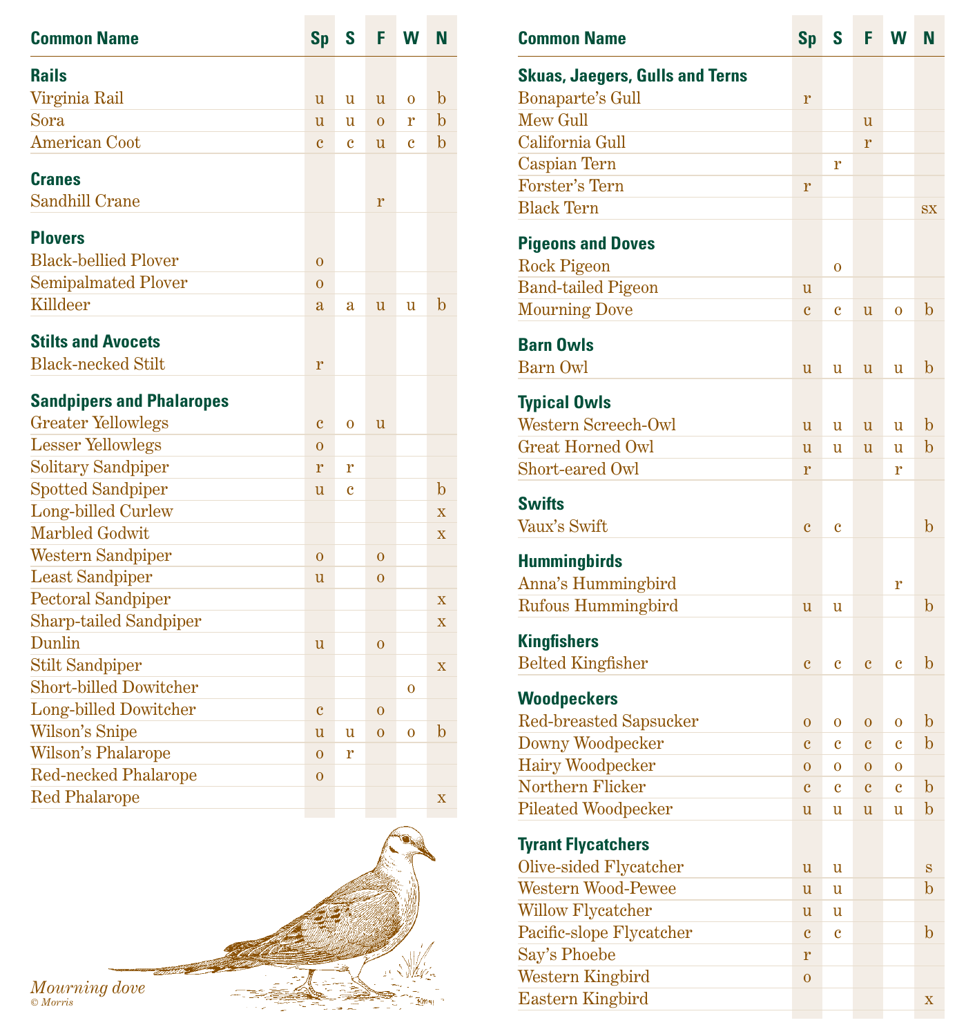| Common Name | Sp | S | F | W | N |
|---|---|---|---|---|---|
| **Rails** | | | | | |
| Virginia Rail | u | u | u | o | b |
| Sora | u | u | o | r | b |
| American Coot | c | c | u | c | b |
| **Cranes** | | | | | |
| Sandhill Crane | | | r | | |
| **Plovers** | | | | | |
| Black-bellied Plover | o | | | | |
| Semipalmated Plover | o | | | | |
| Killdeer | a | a | u | u | b |
| **Stilts and Avocets** | | | | | |
| Black-necked Stilt | r | | | | |
| **Sandpipers and Phalaropes** | | | | | |
| Greater Yellowlegs | c | o | u | | |
| Lesser Yellowlegs | o | | | | |
| Solitary Sandpiper | r | r | | | |
| Spotted Sandpiper | u | c | | | b |
| Long-billed Curlew | | | | | x |
| Marbled Godwit | | | | | x |
| Western Sandpiper | o | | o | | |
| Least Sandpiper | u | | o | | |
| Pectoral Sandpiper | | | | | x |
| Sharp-tailed Sandpiper | | | | | x |
| Dunlin | u | | o | | |
| Stilt Sandpiper | | | | | x |
| Short-billed Dowitcher | | | | o | |
| Long-billed Dowitcher | c | | o | | |
| Wilson's Snipe | u | u | o | o | b |
| Wilson's Phalarope | o | r | | | |
| Red-necked Phalarope | o | | | | |
| Red Phalarope | | | | | x |

*Mourning dove*
© Morris

| Common Name | Sp | S | F | W | N |
|---|---|---|---|---|---|
| **Skuas, Jaegers, Gulls and Terns** | | | | | |
| Bonaparte's Gull | r | | | | |
| Mew Gull | | | u | | |
| California Gull | | | r | | |
| Caspian Tern | | r | | | |
| Forster's Tern | r | | | | |
| Black Tern | | | | | sx |
| **Pigeons and Doves** | | | | | |
| Rock Pigeon | | o | | | |
| Band-tailed Pigeon | u | | | | |
| Mourning Dove | c | c | u | o | b |
| **Barn Owls** | | | | | |
| Barn Owl | u | u | u | u | b |
| **Typical Owls** | | | | | |
| Western Screech-Owl | u | u | u | u | b |
| Great Horned Owl | u | u | u | u | b |
| Short-eared Owl | r | | | r | |
| **Swifts** | | | | | |
| Vaux's Swift | c | c | | | b |
| **Hummingbirds** | | | | | |
| Anna's Hummingbird | | | | r | |
| Rufous Hummingbird | u | u | | | b |
| **Kingfishers** | | | | | |
| Belted Kingfisher | c | c | c | c | b |
| **Woodpeckers** | | | | | |
| Red-breasted Sapsucker | o | o | o | o | b |
| Downy Woodpecker | c | c | c | c | b |
| Hairy Woodpecker | o | o | o | o | |
| Northern Flicker | c | c | c | c | b |
| Pileated Woodpecker | u | u | u | u | b |
| **Tyrant Flycatchers** | | | | | |
| Olive-sided Flycatcher | u | u | | | s |
| Western Wood-Pewee | u | u | | | b |
| Willow Flycatcher | u | u | | | |
| Pacific-slope Flycatcher | c | c | | | b |
| Say's Phoebe | r | | | | |
| Western Kingbird | o | | | | |
| Eastern Kingbird | | | | | x |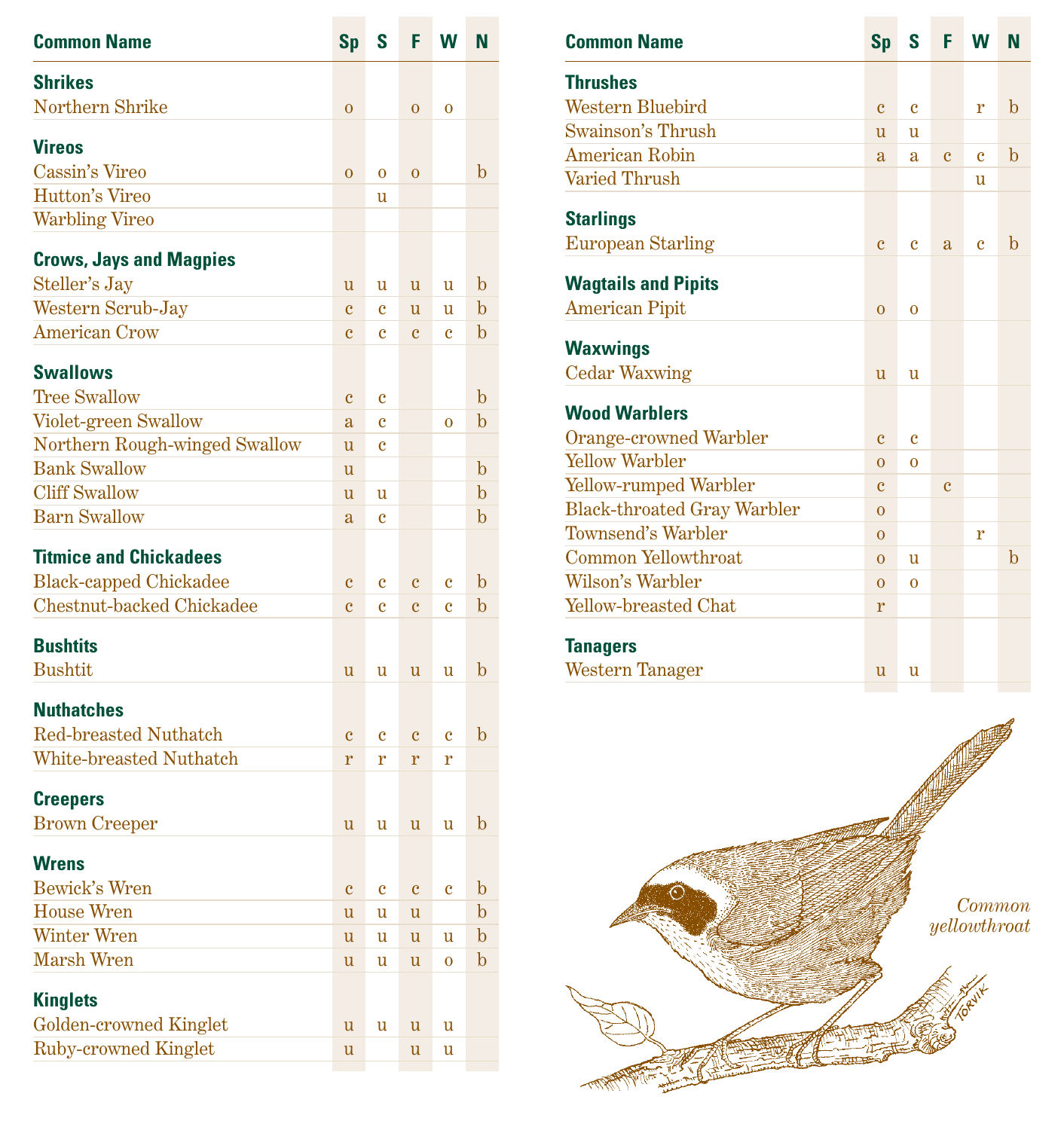| Common Name | Sp | S | F | W | N |
|---|---|---|---|---|---|
| **Shrikes** | | | | | |
| Northern Shrike | o | | o | o | |
| **Vireos** | | | | | |
| Cassin's Vireo | o | o | o | | b |
| Hutton's Vireo | | u | | | |
| Warbling Vireo | | | | | |
| **Crows, Jays and Magpies** | | | | | |
| Steller's Jay | u | u | u | u | b |
| Western Scrub-Jay | c | c | u | u | b |
| American Crow | c | c | c | c | b |
| **Swallows** | | | | | |
| Tree Swallow | c | c | | | b |
| Violet-green Swallow | a | c | | o | b |
| Northern Rough-winged Swallow | u | c | | | |
| Bank Swallow | u | | | | b |
| Cliff Swallow | u | u | | | b |
| Barn Swallow | a | c | | | b |
| **Titmice and Chickadees** | | | | | |
| Black-capped Chickadee | c | c | c | c | b |
| Chestnut-backed Chickadee | c | c | c | c | b |
| **Bushtits** | | | | | |
| Bushtit | u | u | u | u | b |
| **Nuthatches** | | | | | |
| Red-breasted Nuthatch | c | c | c | c | b |
| White-breasted Nuthatch | r | r | r | r | |
| **Creepers** | | | | | |
| Brown Creeper | u | u | u | u | b |
| **Wrens** | | | | | |
| Bewick's Wren | c | c | c | c | b |
| House Wren | u | u | u | | b |
| Winter Wren | u | u | u | u | b |
| Marsh Wren | u | u | u | o | b |
| **Kinglets** | | | | | |
| Golden-crowned Kinglet | u | u | u | u | |
| Ruby-crowned Kinglet | u | | u | u | |

| Common Name | Sp | S | F | W | N |
|---|---|---|---|---|---|
| **Thrushes** | | | | | |
| Western Bluebird | c | c | | r | b |
| Swainson's Thrush | u | u | | | |
| American Robin | a | a | c | c | b |
| Varied Thrush | | | | u | |
| **Starlings** | | | | | |
| European Starling | c | c | a | c | b |
| **Wagtails and Pipits** | | | | | |
| American Pipit | o | o | | | |
| **Waxwings** | | | | | |
| Cedar Waxwing | u | u | | | |
| **Wood Warblers** | | | | | |
| Orange-crowned Warbler | c | c | | | |
| Yellow Warbler | o | o | | | |
| Yellow-rumped Warbler | c | | c | | |
| Black-throated Gray Warbler | o | | | | |
| Townsend's Warbler | o | | | r | |
| Common Yellowthroat | o | u | | | b |
| Wilson's Warbler | o | o | | | |
| Yellow-breasted Chat | r | | | | |
| **Tanagers** | | | | | |
| Western Tanager | u | u | | | |

*Common yellowthroat*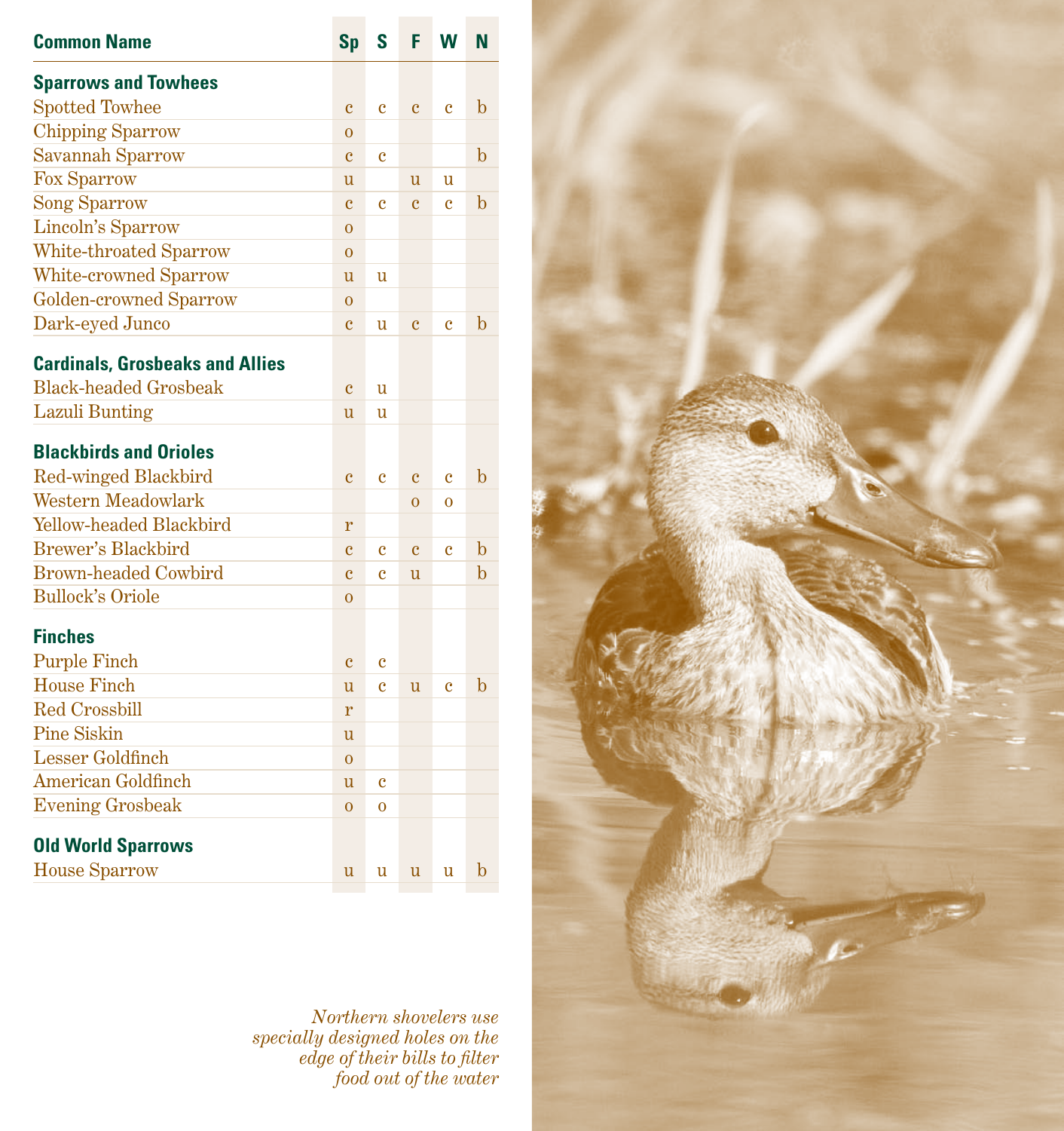| Common Name | Sp | S | F | W | N |
|---|---|---|---|---|---|
| **Sparrows and Towhees** | | | | | |
| Spotted Towhee | c | c | c | c | b |
| Chipping Sparrow | o | | | | |
| Savannah Sparrow | c | c | | | b |
| Fox Sparrow | u | | u | u | |
| Song Sparrow | c | c | c | c | b |
| Lincoln's Sparrow | o | | | | |
| White-throated Sparrow | o | | | | |
| White-crowned Sparrow | u | u | | | |
| Golden-crowned Sparrow | o | | | | |
| Dark-eyed Junco | c | u | c | c | b |
| **Cardinals, Grosbeaks and Allies** | | | | | |
| Black-headed Grosbeak | c | u | | | |
| Lazuli Bunting | u | u | | | |
| **Blackbirds and Orioles** | | | | | |
| Red-winged Blackbird | c | c | c | c | b |
| Western Meadowlark | | | o | o | |
| Yellow-headed Blackbird | r | | | | |
| Brewer's Blackbird | c | c | c | c | b |
| Brown-headed Cowbird | c | c | u | | b |
| Bullock's Oriole | o | | | | |
| **Finches** | | | | | |
| Purple Finch | c | c | | | |
| House Finch | u | c | u | c | b |
| Red Crossbill | r | | | | |
| Pine Siskin | u | | | | |
| Lesser Goldfinch | o | | | | |
| American Goldfinch | u | c | | | |
| Evening Grosbeak | o | o | | | |
| **Old World Sparrows** | | | | | |
| House Sparrow | u | u | u | u | b |

*Northern shovelers use specially designed holes on the edge of their bills to filter food out of the water*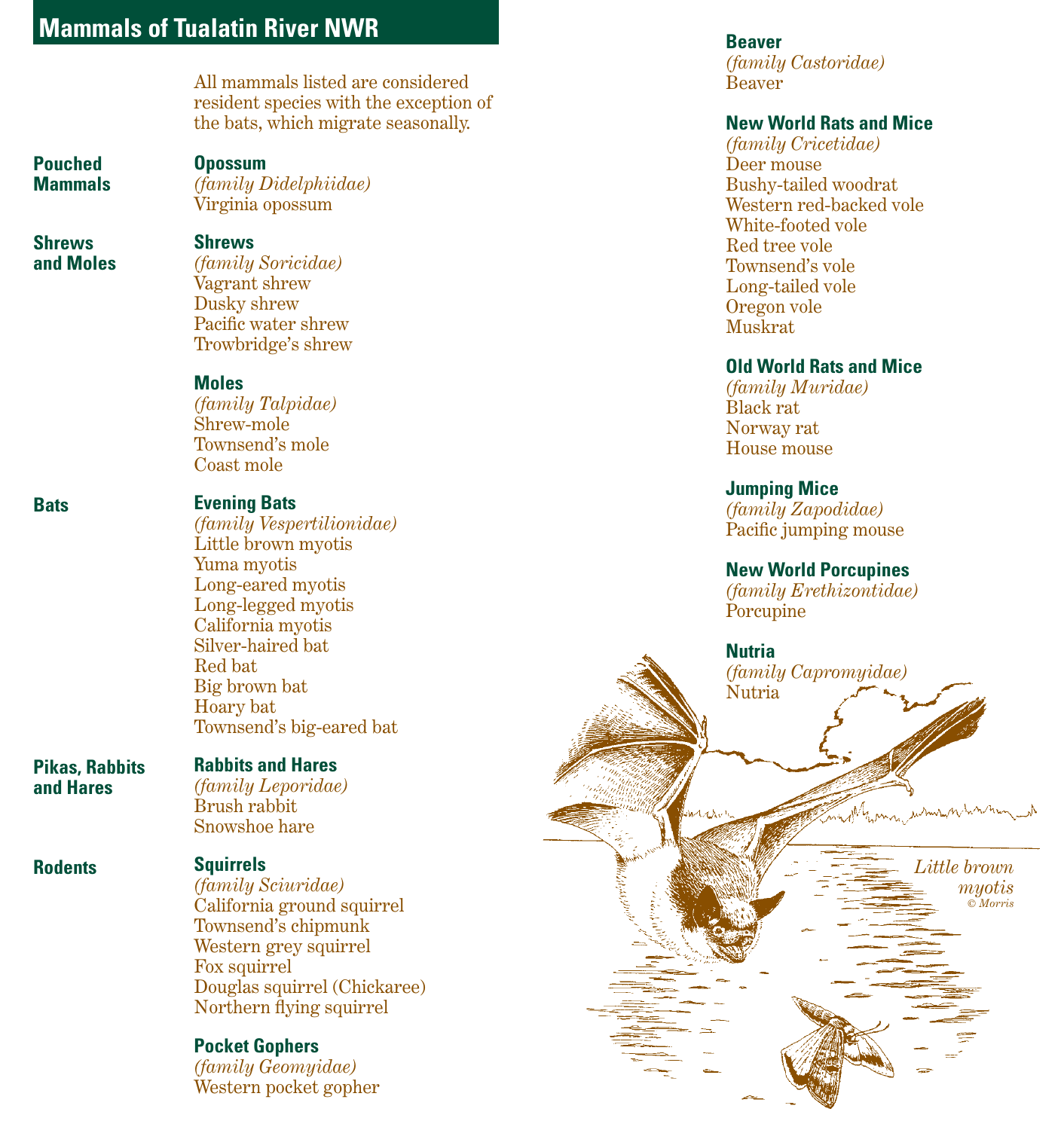## Mammals of Tualatin River NWR

All mammals listed are considered resident species with the exception of the bats, which migrate seasonally.

### Pouched Mammals

**Opossum**
*(family Didelphiidae)*
Virginia opossum

### Shrews and Moles

**Shrews**
*(family Soricidae)*
Vagrant shrew
Dusky shrew
Pacific water shrew
Trowbridge's shrew

**Moles**
*(family Talpidae)*
Shrew-mole
Townsend's mole
Coast mole

### Bats

**Evening Bats**
*(family Vespertilionidae)*
Little brown myotis
Yuma myotis
Long-eared myotis
Long-legged myotis
California myotis
Silver-haired bat
Red bat
Big brown bat
Hoary bat
Townsend's big-eared bat

### Pikas, Rabbits and Hares

**Rabbits and Hares**
*(family Leporidae)*
Brush rabbit
Snowshoe hare

### Rodents

**Squirrels**
*(family Sciuridae)*
California ground squirrel
Townsend's chipmunk
Western grey squirrel
Fox squirrel
Douglas squirrel (Chickaree)
Northern flying squirrel

**Pocket Gophers**
*(family Geomyidae)*
Western pocket gopher

**Beaver**
*(family Castoridae)*
Beaver

**New World Rats and Mice**
*(family Cricetidae)*
Deer mouse
Bushy-tailed woodrat
Western red-backed vole
White-footed vole
Red tree vole
Townsend's vole
Long-tailed vole
Oregon vole
Muskrat

**Old World Rats and Mice**
*(family Muridae)*
Black rat
Norway rat
House mouse

**Jumping Mice**
*(family Zapodidae)*
Pacific jumping mouse

**New World Porcupines**
*(family Erethizontidae)*
Porcupine

**Nutria**
*(family Capromyidae)*
Nutria

*Little brown myotis*
© Morris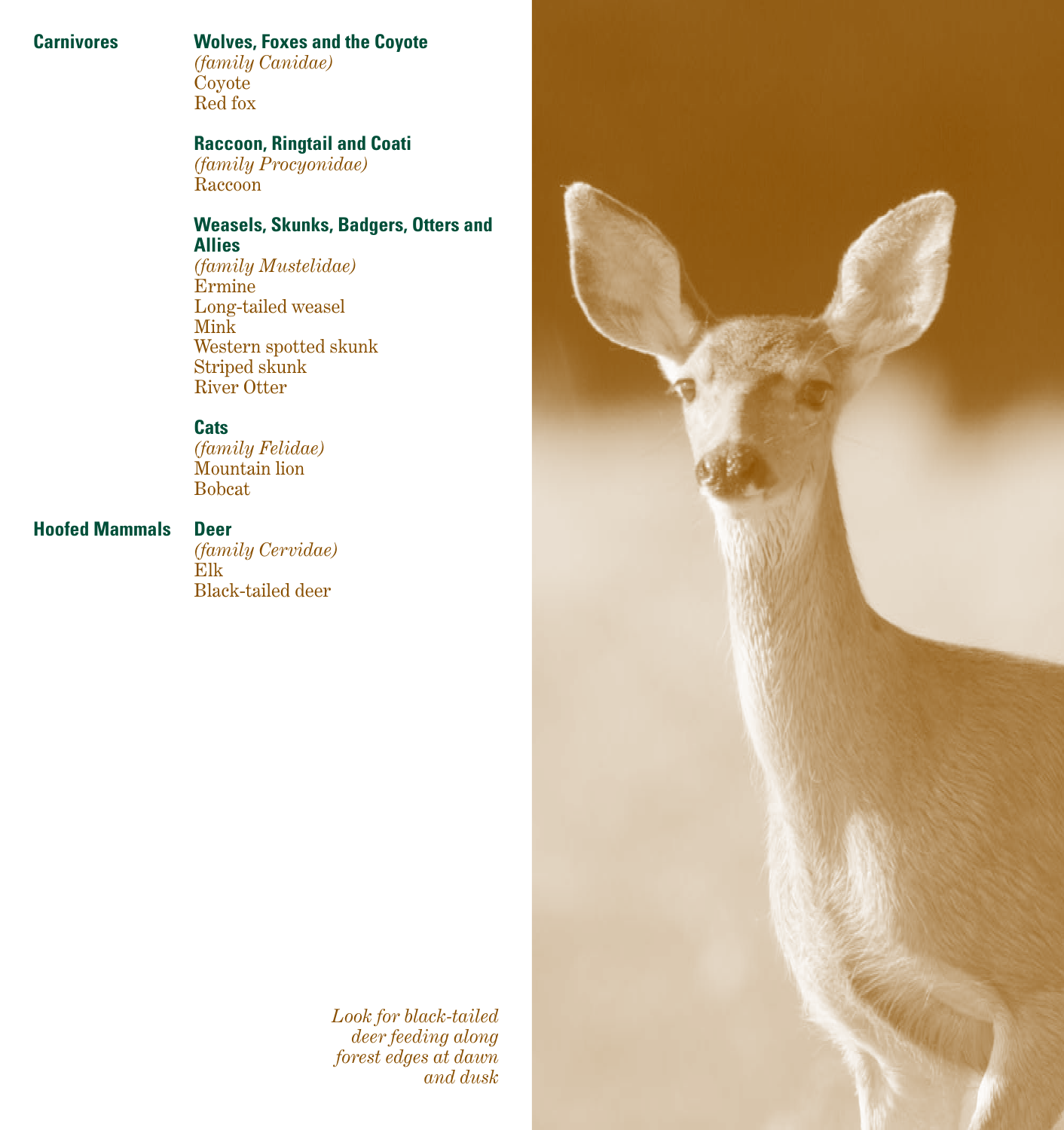## Carnivores

### Wolves, Foxes and the Coyote
*(family Canidae)*
Coyote
Red fox

### Raccoon, Ringtail and Coati
*(family Procyonidae)*
Raccoon

### Weasels, Skunks, Badgers, Otters and Allies
*(family Mustelidae)*
Ermine
Long-tailed weasel
Mink
Western spotted skunk
Striped skunk
River Otter

### Cats
*(family Felidae)*
Mountain lion
Bobcat

## Hoofed Mammals

### Deer
*(family Cervidae)*
Elk
Black-tailed deer

*Look for black-tailed deer feeding along forest edges at dawn and dusk*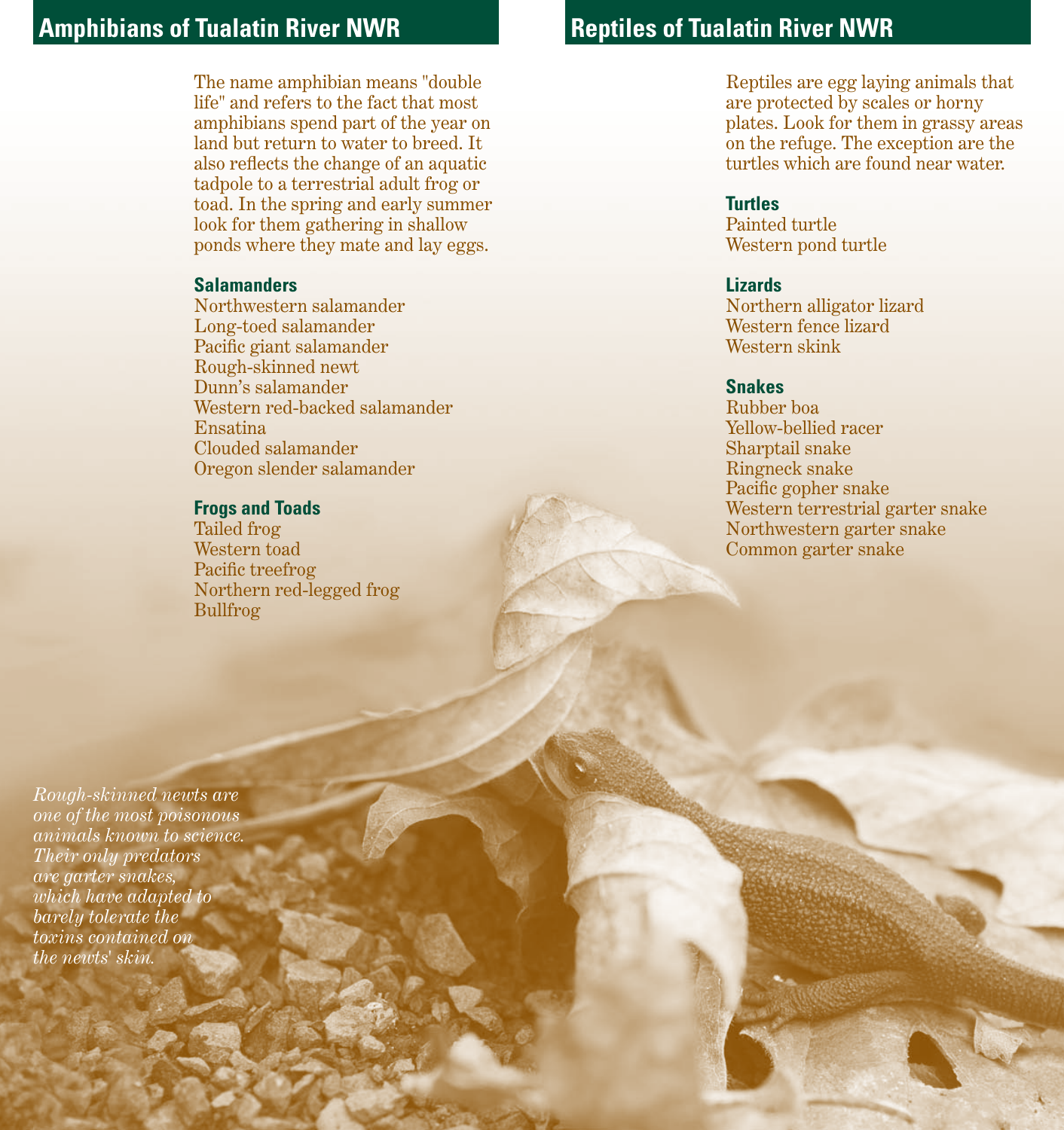## Amphibians of Tualatin River NWR

The name amphibian means "double life" and refers to the fact that most amphibians spend part of the year on land but return to water to breed. It also reflects the change of an aquatic tadpole to a terrestrial adult frog or toad. In the spring and early summer look for them gathering in shallow ponds where they mate and lay eggs.

### Salamanders

Northwestern salamander
Long-toed salamander
Pacific giant salamander
Rough-skinned newt
Dunn's salamander
Western red-backed salamander
Ensatina
Clouded salamander
Oregon slender salamander

### Frogs and Toads

Tailed frog
Western toad
Pacific treefrog
Northern red-legged frog
Bullfrog

*Rough-skinned newts are one of the most poisonous animals known to science. Their only predators are garter snakes, which have adapted to barely tolerate the toxins contained on the newts' skin.*

## Reptiles of Tualatin River NWR

Reptiles are egg laying animals that are protected by scales or horny plates. Look for them in grassy areas on the refuge. The exception are the turtles which are found near water.

### Turtles

Painted turtle
Western pond turtle

### Lizards

Northern alligator lizard
Western fence lizard
Western skink

### Snakes

Rubber boa
Yellow-bellied racer
Sharptail snake
Ringneck snake
Pacific gopher snake
Western terrestrial garter snake
Northwestern garter snake
Common garter snake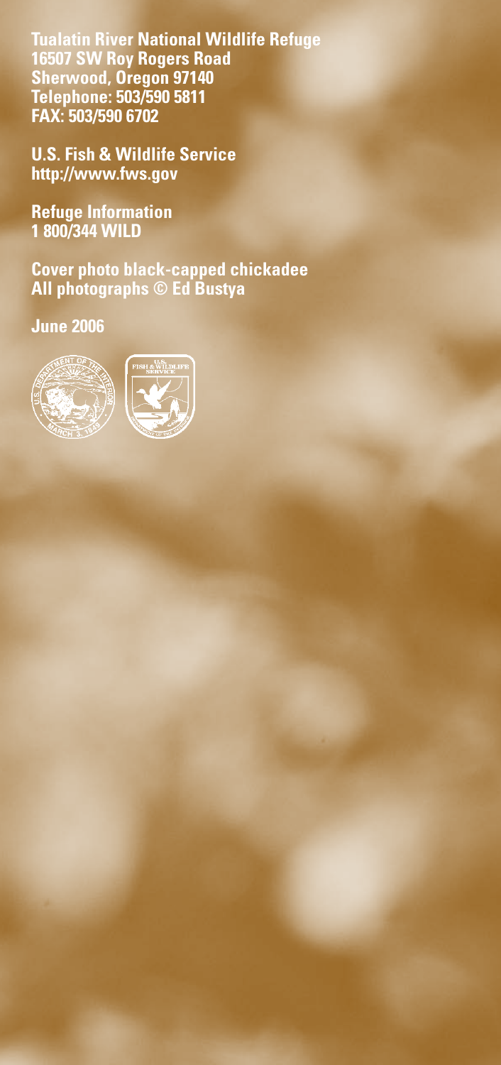Tualatin River National Wildlife Refuge
16507 SW Roy Rogers Road
Sherwood, Oregon 97140
Telephone: 503/590 5811
FAX: 503/590 6702

U.S. Fish & Wildlife Service
http://www.fws.gov

Refuge Information
1 800/344 WILD

Cover photo black-capped chickadee
All photographs © Ed Bustya

June 2006